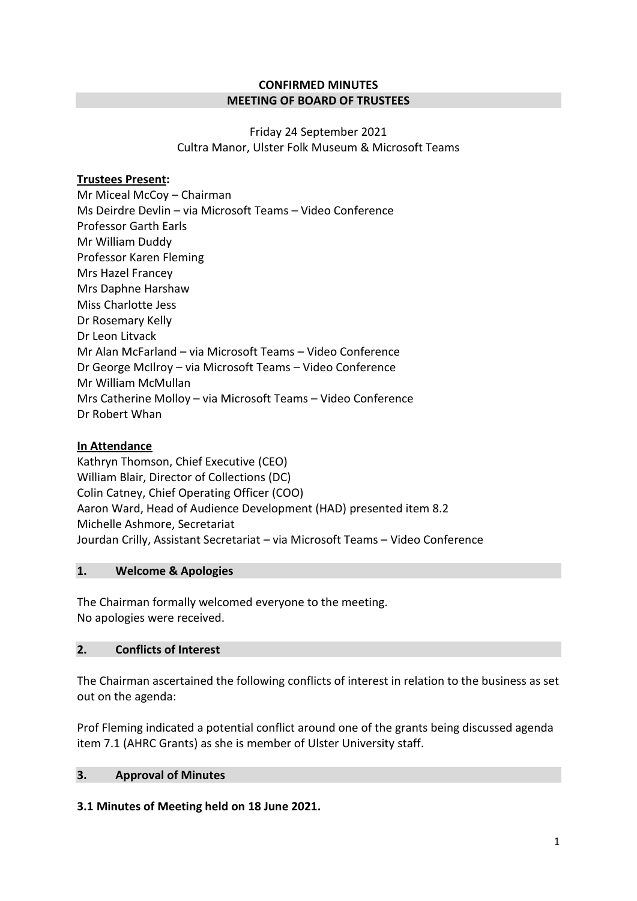## CONFIRMED MINUTES
## MEETING OF BOARD OF TRUSTEES

Friday 24 September 2021
Cultra Manor, Ulster Folk Museum & Microsoft Teams

**Trustees Present:**

Mr Miceal McCoy – Chairman
Ms Deirdre Devlin – via Microsoft Teams – Video Conference
Professor Garth Earls
Mr William Duddy
Professor Karen Fleming
Mrs Hazel Francey
Mrs Daphne Harshaw
Miss Charlotte Jess
Dr Rosemary Kelly
Dr Leon Litvack
Mr Alan McFarland – via Microsoft Teams – Video Conference
Dr George McIlroy – via Microsoft Teams – Video Conference
Mr William McMullan
Mrs Catherine Molloy – via Microsoft Teams – Video Conference
Dr Robert Whan

**In Attendance**

Kathryn Thomson, Chief Executive (CEO)
William Blair, Director of Collections (DC)
Colin Catney, Chief Operating Officer (COO)
Aaron Ward, Head of Audience Development (HAD) presented item 8.2
Michelle Ashmore, Secretariat
Jourdan Crilly, Assistant Secretariat – via Microsoft Teams – Video Conference

### 1. Welcome & Apologies

The Chairman formally welcomed everyone to the meeting.
No apologies were received.

### 2. Conflicts of Interest

The Chairman ascertained the following conflicts of interest in relation to the business as set out on the agenda:

Prof Fleming indicated a potential conflict around one of the grants being discussed agenda item 7.1 (AHRC Grants) as she is member of Ulster University staff.

### 3. Approval of Minutes

**3.1 Minutes of Meeting held on 18 June 2021.**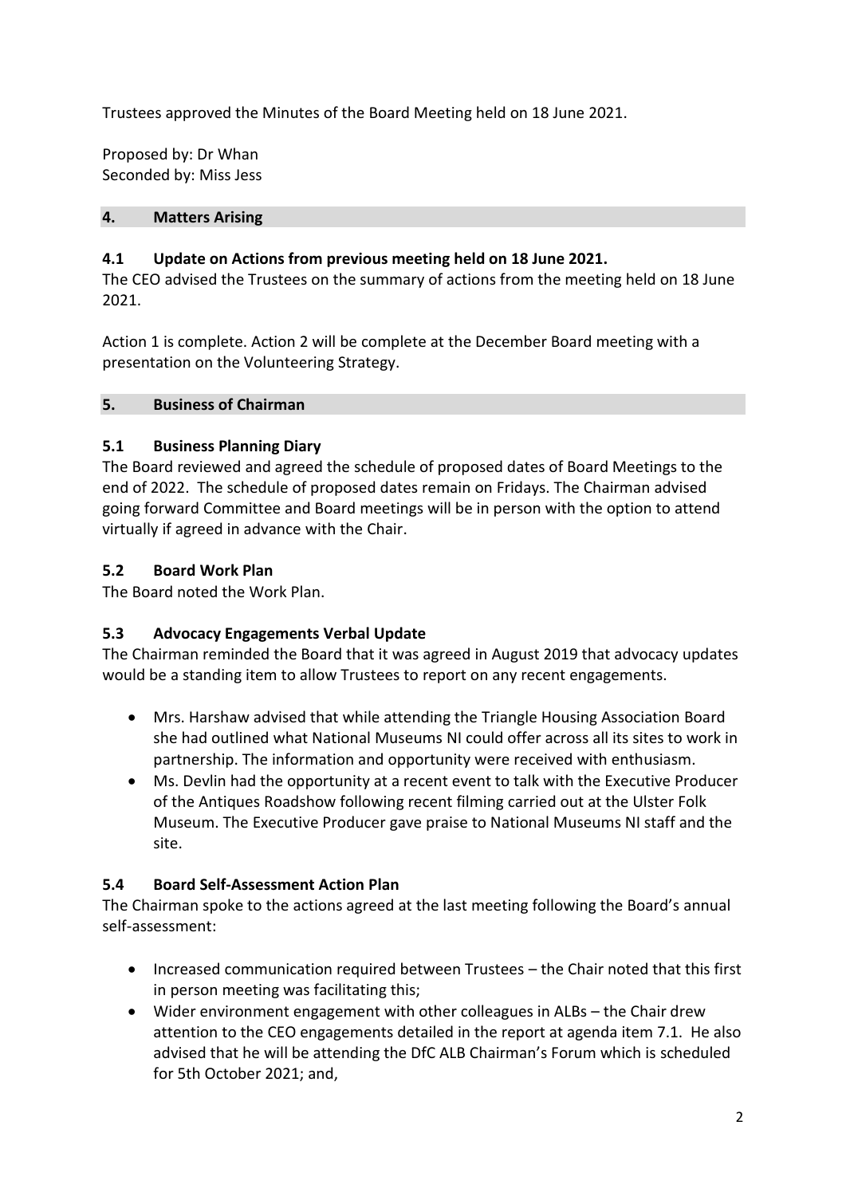Trustees approved the Minutes of the Board Meeting held on 18 June 2021.

Proposed by: Dr Whan
Seconded by: Miss Jess

## 4. Matters Arising

### 4.1 Update on Actions from previous meeting held on 18 June 2021.

The CEO advised the Trustees on the summary of actions from the meeting held on 18 June 2021.

Action 1 is complete. Action 2 will be complete at the December Board meeting with a presentation on the Volunteering Strategy.

## 5. Business of Chairman

### 5.1 Business Planning Diary

The Board reviewed and agreed the schedule of proposed dates of Board Meetings to the end of 2022. The schedule of proposed dates remain on Fridays. The Chairman advised going forward Committee and Board meetings will be in person with the option to attend virtually if agreed in advance with the Chair.

### 5.2 Board Work Plan

The Board noted the Work Plan.

### 5.3 Advocacy Engagements Verbal Update

The Chairman reminded the Board that it was agreed in August 2019 that advocacy updates would be a standing item to allow Trustees to report on any recent engagements.

- Mrs. Harshaw advised that while attending the Triangle Housing Association Board she had outlined what National Museums NI could offer across all its sites to work in partnership. The information and opportunity were received with enthusiasm.
- Ms. Devlin had the opportunity at a recent event to talk with the Executive Producer of the Antiques Roadshow following recent filming carried out at the Ulster Folk Museum. The Executive Producer gave praise to National Museums NI staff and the site.

### 5.4 Board Self-Assessment Action Plan

The Chairman spoke to the actions agreed at the last meeting following the Board's annual self-assessment:

- Increased communication required between Trustees – the Chair noted that this first in person meeting was facilitating this;
- Wider environment engagement with other colleagues in ALBs – the Chair drew attention to the CEO engagements detailed in the report at agenda item 7.1. He also advised that he will be attending the DfC ALB Chairman's Forum which is scheduled for 5th October 2021; and,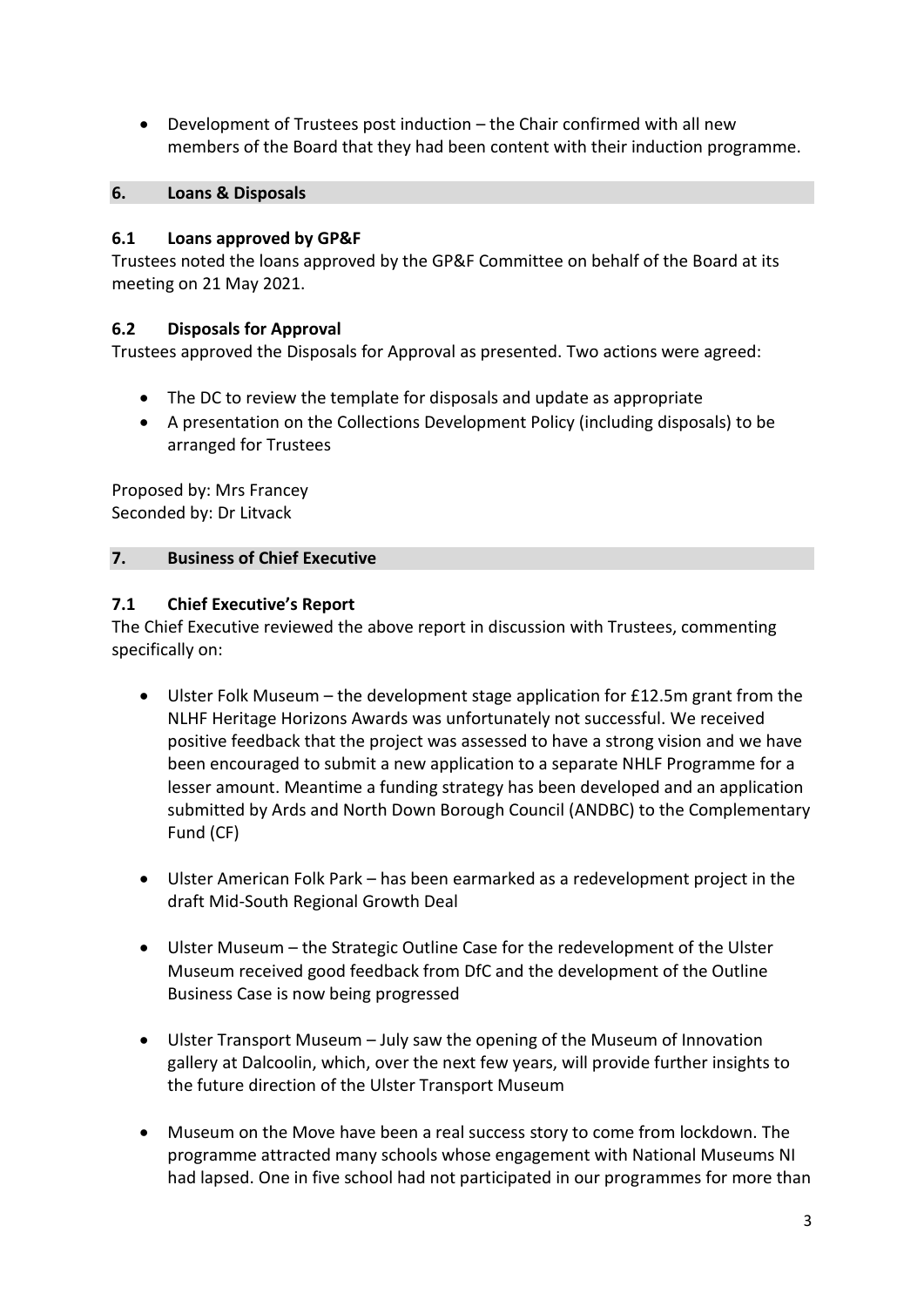- Development of Trustees post induction – the Chair confirmed with all new members of the Board that they had been content with their induction programme.

## 6. Loans & Disposals

### 6.1 Loans approved by GP&F

Trustees noted the loans approved by the GP&F Committee on behalf of the Board at its meeting on 21 May 2021.

### 6.2 Disposals for Approval

Trustees approved the Disposals for Approval as presented. Two actions were agreed:

- The DC to review the template for disposals and update as appropriate
- A presentation on the Collections Development Policy (including disposals) to be arranged for Trustees

Proposed by: Mrs Francey
Seconded by: Dr Litvack

## 7. Business of Chief Executive

### 7.1 Chief Executive's Report

The Chief Executive reviewed the above report in discussion with Trustees, commenting specifically on:

- Ulster Folk Museum – the development stage application for £12.5m grant from the NLHF Heritage Horizons Awards was unfortunately not successful. We received positive feedback that the project was assessed to have a strong vision and we have been encouraged to submit a new application to a separate NHLF Programme for a lesser amount. Meantime a funding strategy has been developed and an application submitted by Ards and North Down Borough Council (ANDBC) to the Complementary Fund (CF)

- Ulster American Folk Park – has been earmarked as a redevelopment project in the draft Mid-South Regional Growth Deal

- Ulster Museum – the Strategic Outline Case for the redevelopment of the Ulster Museum received good feedback from DfC and the development of the Outline Business Case is now being progressed

- Ulster Transport Museum – July saw the opening of the Museum of Innovation gallery at Dalcoolin, which, over the next few years, will provide further insights to the future direction of the Ulster Transport Museum

- Museum on the Move have been a real success story to come from lockdown. The programme attracted many schools whose engagement with National Museums NI had lapsed. One in five school had not participated in our programmes for more than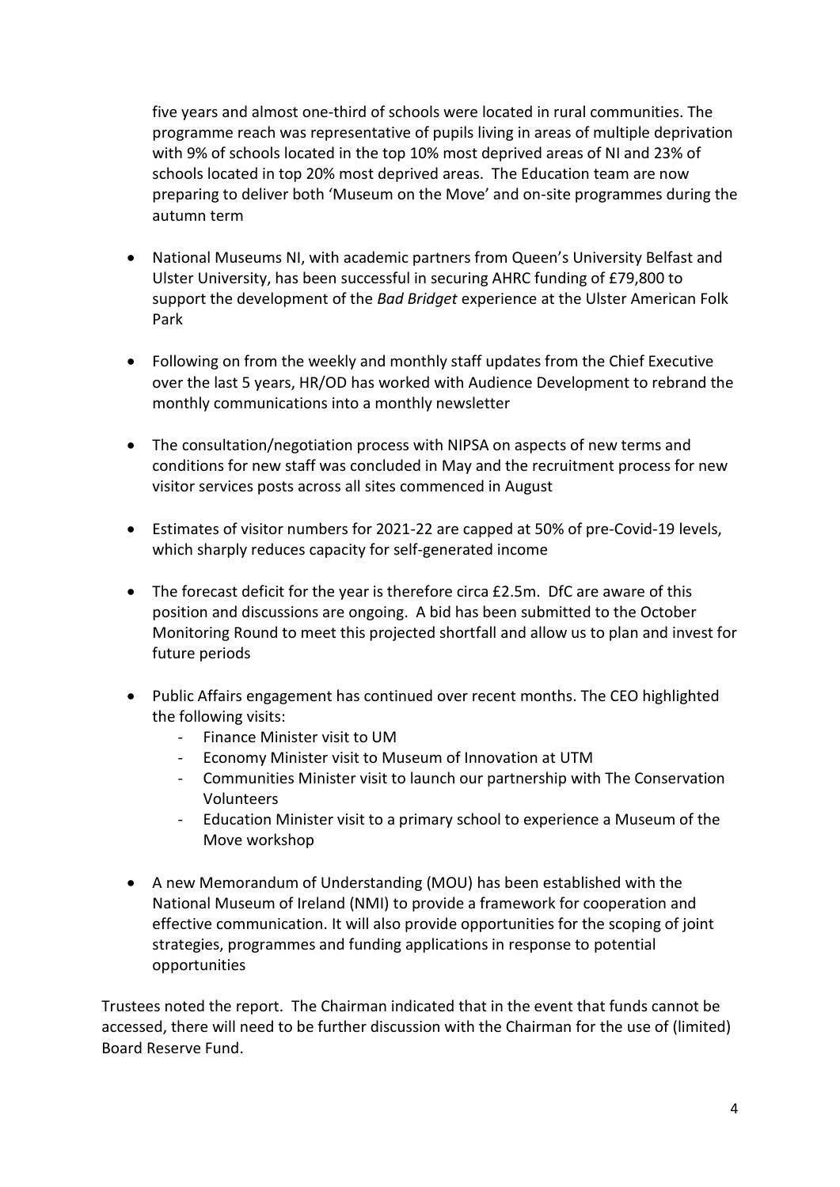five years and almost one-third of schools were located in rural communities. The programme reach was representative of pupils living in areas of multiple deprivation with 9% of schools located in the top 10% most deprived areas of NI and 23% of schools located in top 20% most deprived areas. The Education team are now preparing to deliver both 'Museum on the Move' and on-site programmes during the autumn term

- National Museums NI, with academic partners from Queen's University Belfast and Ulster University, has been successful in securing AHRC funding of £79,800 to support the development of the *Bad Bridget* experience at the Ulster American Folk Park
- Following on from the weekly and monthly staff updates from the Chief Executive over the last 5 years, HR/OD has worked with Audience Development to rebrand the monthly communications into a monthly newsletter
- The consultation/negotiation process with NIPSA on aspects of new terms and conditions for new staff was concluded in May and the recruitment process for new visitor services posts across all sites commenced in August
- Estimates of visitor numbers for 2021-22 are capped at 50% of pre-Covid-19 levels, which sharply reduces capacity for self-generated income
- The forecast deficit for the year is therefore circa £2.5m. DfC are aware of this position and discussions are ongoing. A bid has been submitted to the October Monitoring Round to meet this projected shortfall and allow us to plan and invest for future periods
- Public Affairs engagement has continued over recent months. The CEO highlighted the following visits:
  - Finance Minister visit to UM
  - Economy Minister visit to Museum of Innovation at UTM
  - Communities Minister visit to launch our partnership with The Conservation Volunteers
  - Education Minister visit to a primary school to experience a Museum of the Move workshop
- A new Memorandum of Understanding (MOU) has been established with the National Museum of Ireland (NMI) to provide a framework for cooperation and effective communication. It will also provide opportunities for the scoping of joint strategies, programmes and funding applications in response to potential opportunities

Trustees noted the report. The Chairman indicated that in the event that funds cannot be accessed, there will need to be further discussion with the Chairman for the use of (limited) Board Reserve Fund.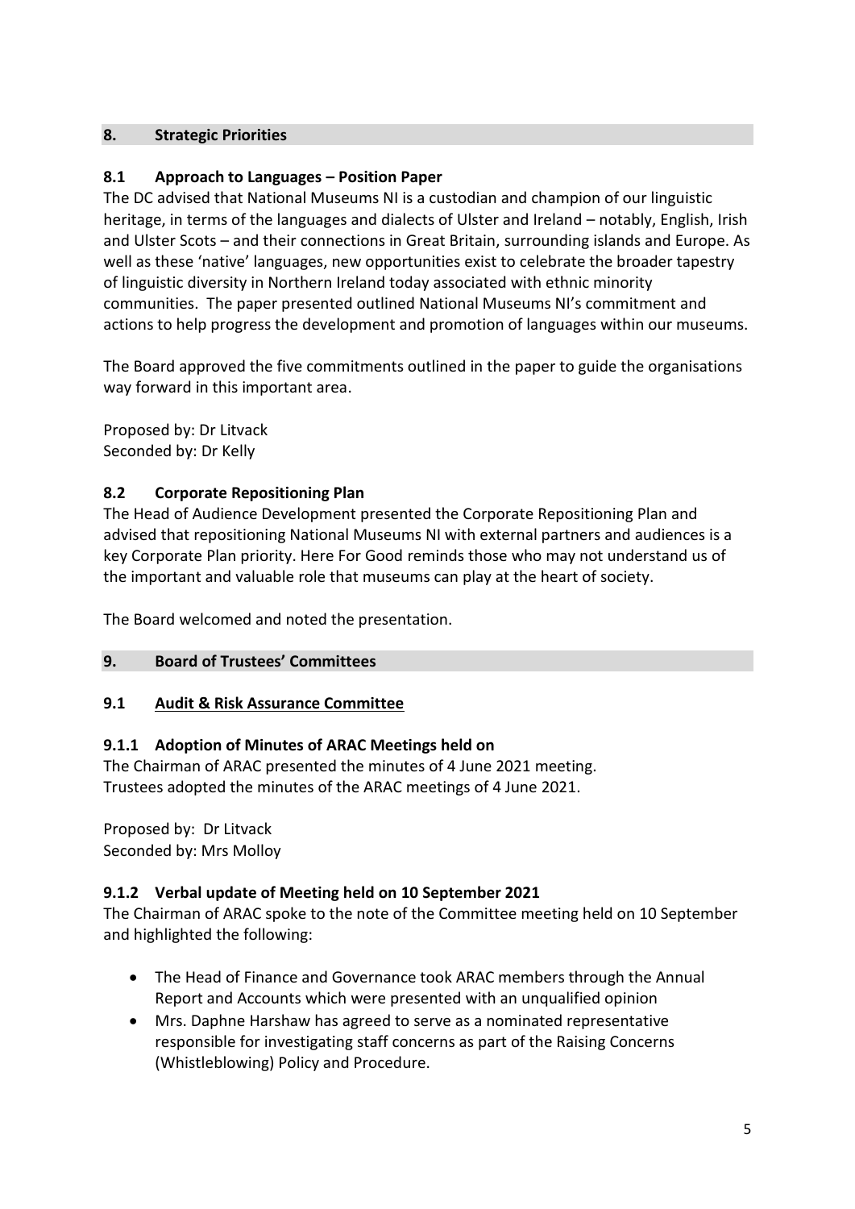## 8. Strategic Priorities

### 8.1 Approach to Languages – Position Paper

The DC advised that National Museums NI is a custodian and champion of our linguistic heritage, in terms of the languages and dialects of Ulster and Ireland – notably, English, Irish and Ulster Scots – and their connections in Great Britain, surrounding islands and Europe. As well as these 'native' languages, new opportunities exist to celebrate the broader tapestry of linguistic diversity in Northern Ireland today associated with ethnic minority communities. The paper presented outlined National Museums NI's commitment and actions to help progress the development and promotion of languages within our museums.

The Board approved the five commitments outlined in the paper to guide the organisations way forward in this important area.

Proposed by: Dr Litvack
Seconded by: Dr Kelly

### 8.2 Corporate Repositioning Plan

The Head of Audience Development presented the Corporate Repositioning Plan and advised that repositioning National Museums NI with external partners and audiences is a key Corporate Plan priority. Here For Good reminds those who may not understand us of the important and valuable role that museums can play at the heart of society.

The Board welcomed and noted the presentation.

## 9. Board of Trustees' Committees

### 9.1 Audit & Risk Assurance Committee

#### 9.1.1 Adoption of Minutes of ARAC Meetings held on

The Chairman of ARAC presented the minutes of 4 June 2021 meeting.
Trustees adopted the minutes of the ARAC meetings of 4 June 2021.

Proposed by: Dr Litvack
Seconded by: Mrs Molloy

#### 9.1.2 Verbal update of Meeting held on 10 September 2021

The Chairman of ARAC spoke to the note of the Committee meeting held on 10 September and highlighted the following:

- The Head of Finance and Governance took ARAC members through the Annual Report and Accounts which were presented with an unqualified opinion
- Mrs. Daphne Harshaw has agreed to serve as a nominated representative responsible for investigating staff concerns as part of the Raising Concerns (Whistleblowing) Policy and Procedure.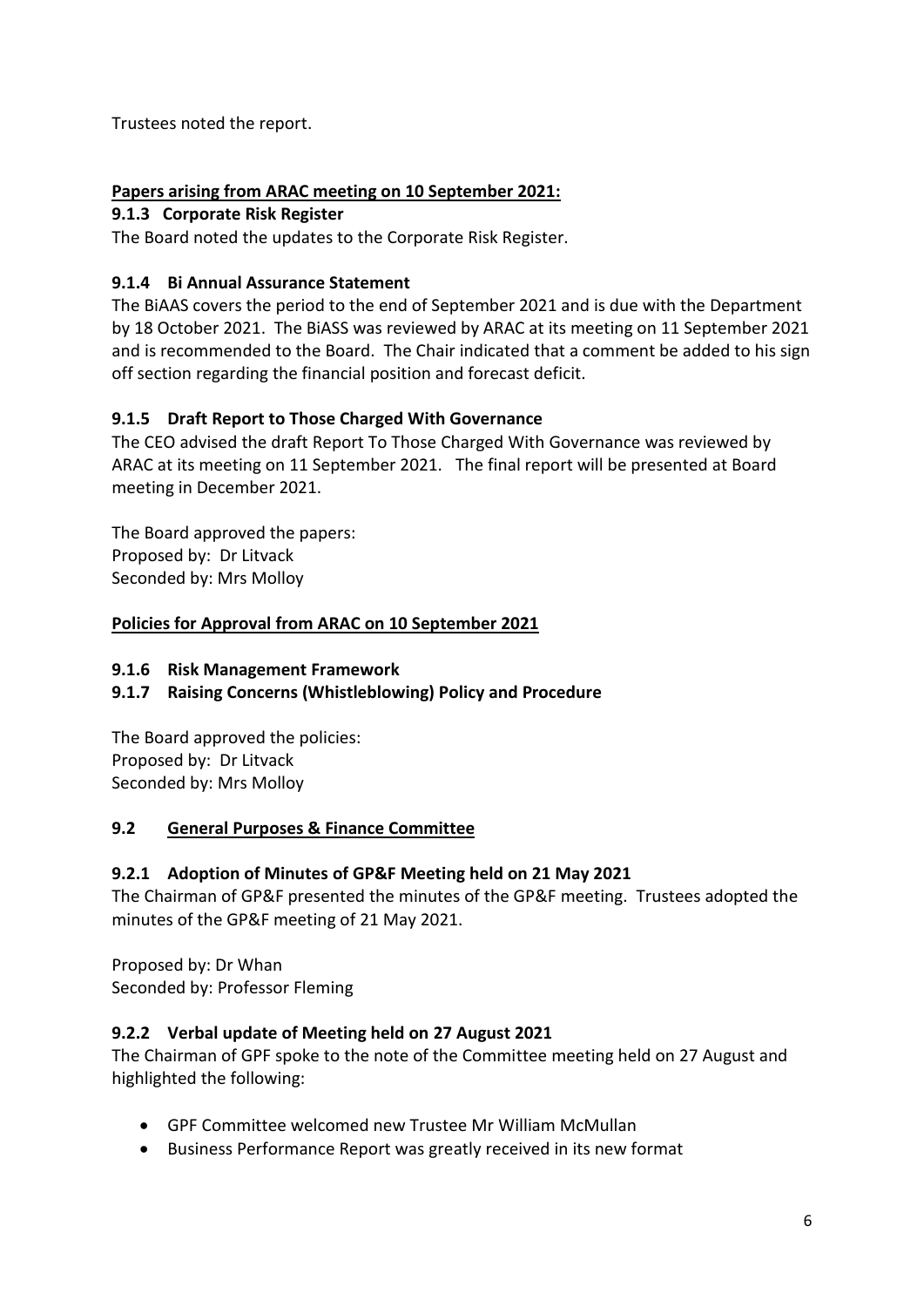Trustees noted the report.

**Papers arising from ARAC meeting on 10 September 2021:**

**9.1.3 Corporate Risk Register**

The Board noted the updates to the Corporate Risk Register.

**9.1.4 Bi Annual Assurance Statement**

The BiAAS covers the period to the end of September 2021 and is due with the Department by 18 October 2021. The BiASS was reviewed by ARAC at its meeting on 11 September 2021 and is recommended to the Board. The Chair indicated that a comment be added to his sign off section regarding the financial position and forecast deficit.

**9.1.5 Draft Report to Those Charged With Governance**

The CEO advised the draft Report To Those Charged With Governance was reviewed by ARAC at its meeting on 11 September 2021. The final report will be presented at Board meeting in December 2021.

The Board approved the papers:
Proposed by: Dr Litvack
Seconded by: Mrs Molloy

**Policies for Approval from ARAC on 10 September 2021**

**9.1.6 Risk Management Framework**

**9.1.7 Raising Concerns (Whistleblowing) Policy and Procedure**

The Board approved the policies:
Proposed by: Dr Litvack
Seconded by: Mrs Molloy

**9.2 General Purposes & Finance Committee**

**9.2.1 Adoption of Minutes of GP&F Meeting held on 21 May 2021**

The Chairman of GP&F presented the minutes of the GP&F meeting. Trustees adopted the minutes of the GP&F meeting of 21 May 2021.

Proposed by: Dr Whan
Seconded by: Professor Fleming

**9.2.2 Verbal update of Meeting held on 27 August 2021**

The Chairman of GPF spoke to the note of the Committee meeting held on 27 August and highlighted the following:

- GPF Committee welcomed new Trustee Mr William McMullan
- Business Performance Report was greatly received in its new format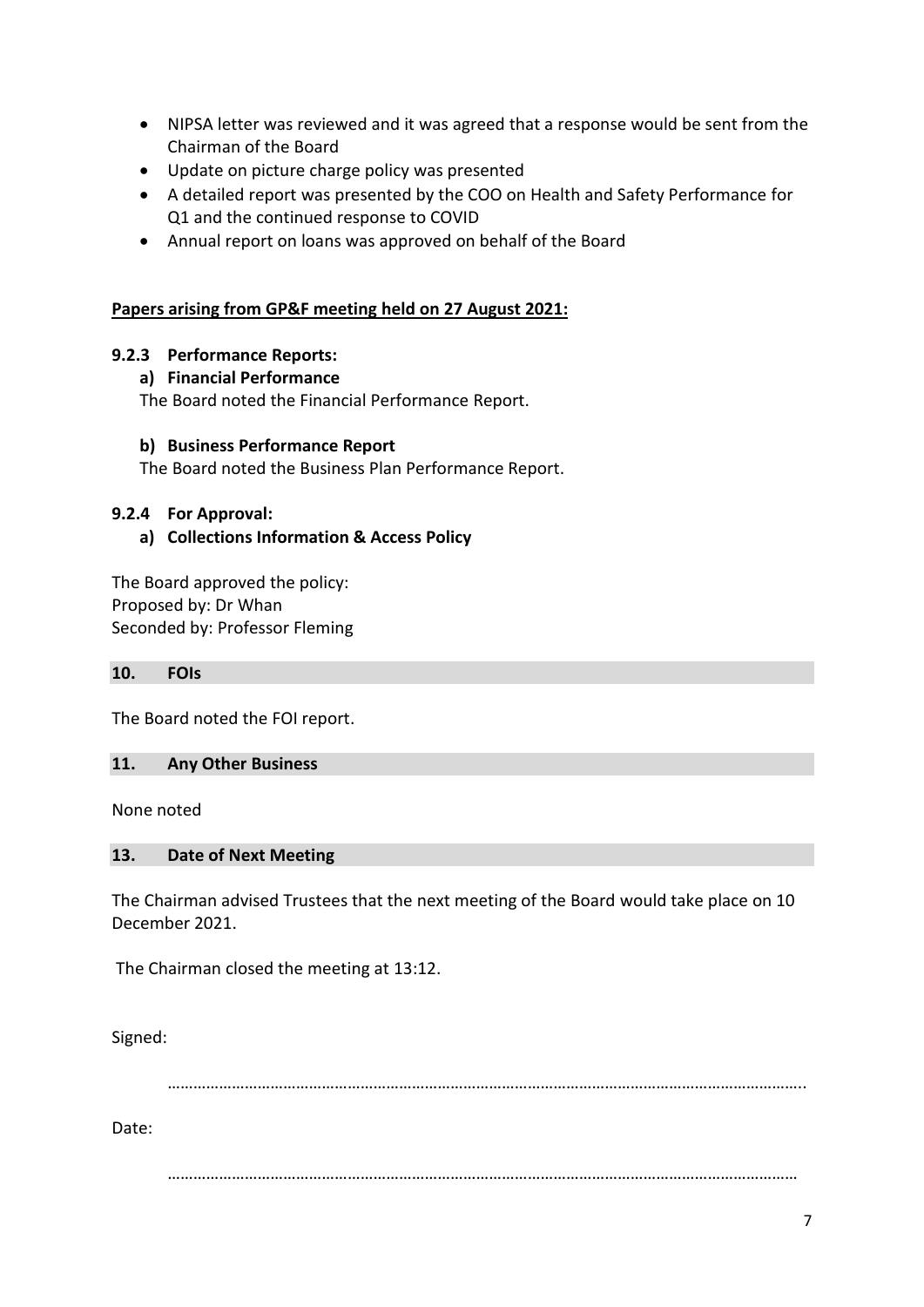- NIPSA letter was reviewed and it was agreed that a response would be sent from the Chairman of the Board
- Update on picture charge policy was presented
- A detailed report was presented by the COO on Health and Safety Performance for Q1 and the continued response to COVID
- Annual report on loans was approved on behalf of the Board

**Papers arising from GP&F meeting held on 27 August 2021:**

### 9.2.3 Performance Reports:

**a) Financial Performance**

The Board noted the Financial Performance Report.

**b) Business Performance Report**

The Board noted the Business Plan Performance Report.

### 9.2.4 For Approval:

**a) Collections Information & Access Policy**

The Board approved the policy:
Proposed by: Dr Whan
Seconded by: Professor Fleming

## 10. FOIs

The Board noted the FOI report.

## 11. Any Other Business

None noted

## 13. Date of Next Meeting

The Chairman advised Trustees that the next meeting of the Board would take place on 10 December 2021.

The Chairman closed the meeting at 13:12.

Signed:

……………………………………………………………………………………………………………………………..

Date:

……………………………………………………………………………………………………………………………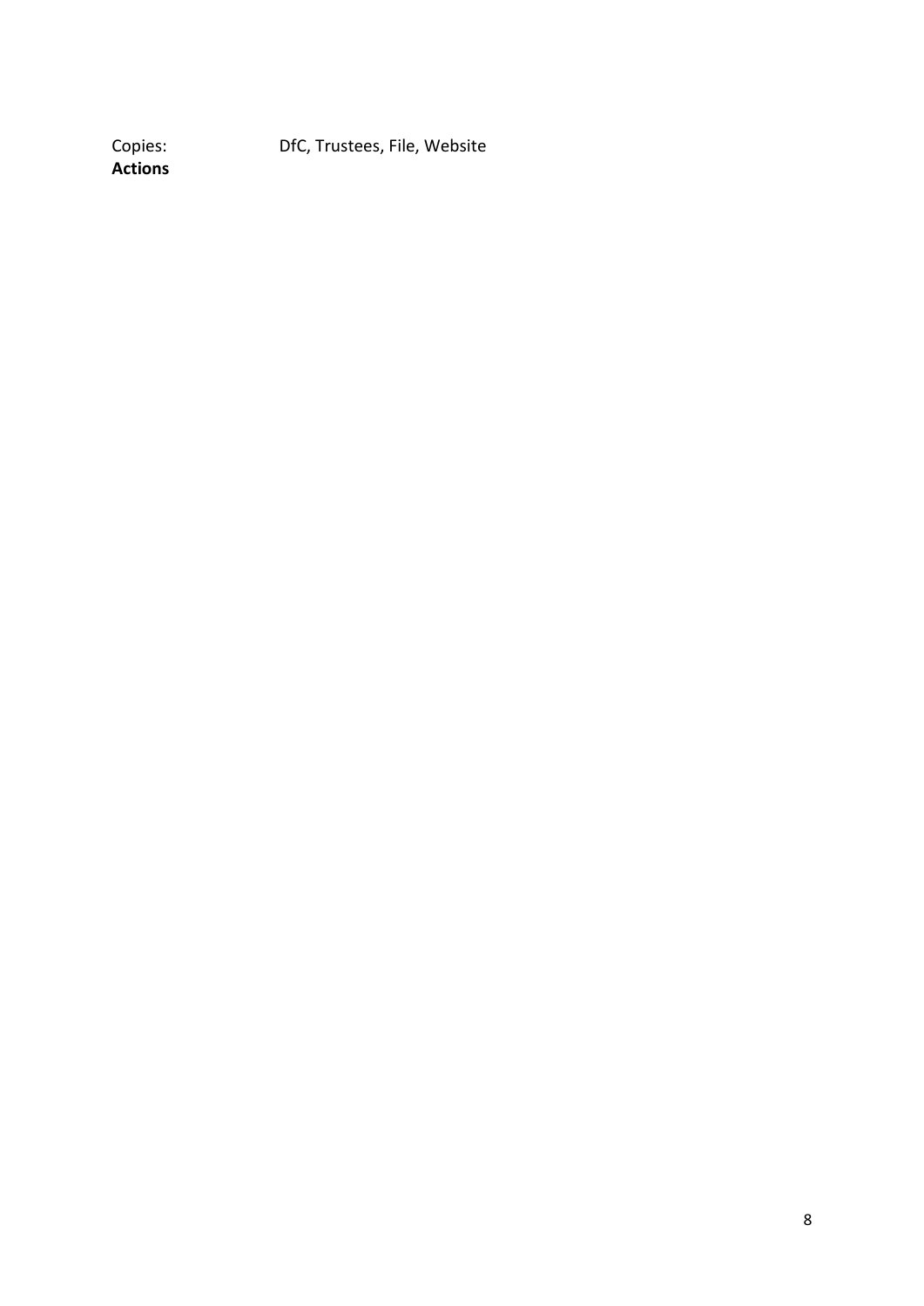Copies: DfC, Trustees, File, Website

**Actions**